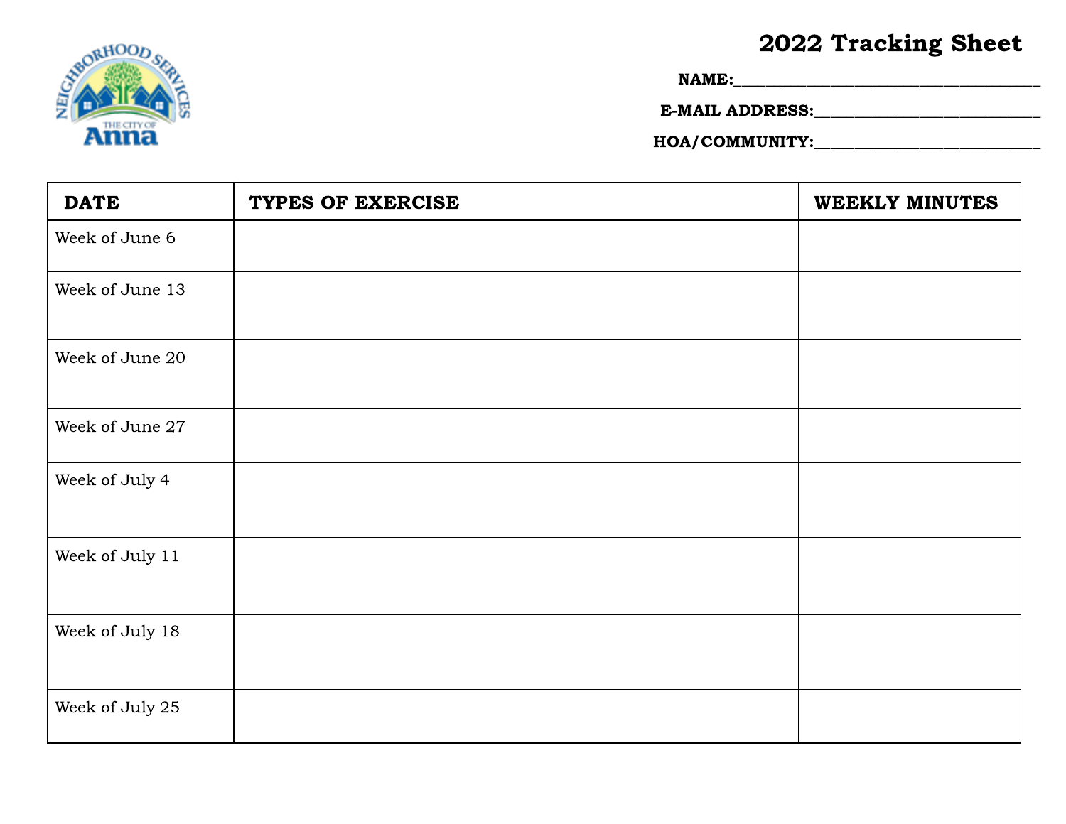NEIGHBORHOOD SERVICES
THE CITY OF
Anna

# 2022 Tracking Sheet

**NAME:**______________________________________

**E-MAIL ADDRESS:**____________________________

**HOA/COMMUNITY:**____________________________

| DATE | TYPES OF EXERCISE | WEEKLY MINUTES |
|---|---|---|
| Week of June 6 | | |
| Week of June 13 | | |
| Week of June 20 | | |
| Week of June 27 | | |
| Week of July 4 | | |
| Week of July 11 | | |
| Week of July 18 | | |
| Week of July 25 | | |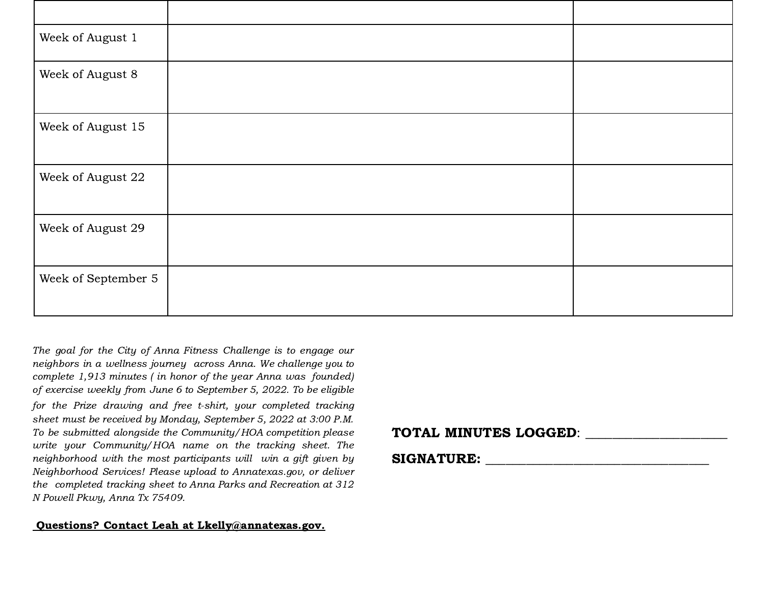| | | |
|---|---|---|
| | | |
| Week of August 1 | | |
| Week of August 8 | | |
| Week of August 15 | | |
| Week of August 22 | | |
| Week of August 29 | | |
| Week of September 5 | | |

*The goal for the City of Anna Fitness Challenge is to engage our neighbors in a wellness journey across Anna. We challenge you to complete 1,913 minutes ( in honor of the year Anna was founded) of exercise weekly from June 6 to September 5, 2022. To be eligible for the Prize drawing and free t-shirt, your completed tracking sheet must be received by Monday, September 5, 2022 at 3:00 P.M. To be submitted alongside the Community/HOA competition please write your Community/HOA name on the tracking sheet. The neighborhood with the most participants will win a gift given by Neighborhood Services! Please upload to Annatexas.gov, or deliver the completed tracking sheet to Anna Parks and Recreation at 312 N Powell Pkwy, Anna Tx 75409.*

**Questions? Contact Leah at Lkelly@annatexas.gov.**

**TOTAL MINUTES LOGGED**: ______________________

**SIGNATURE:** ___________________________________